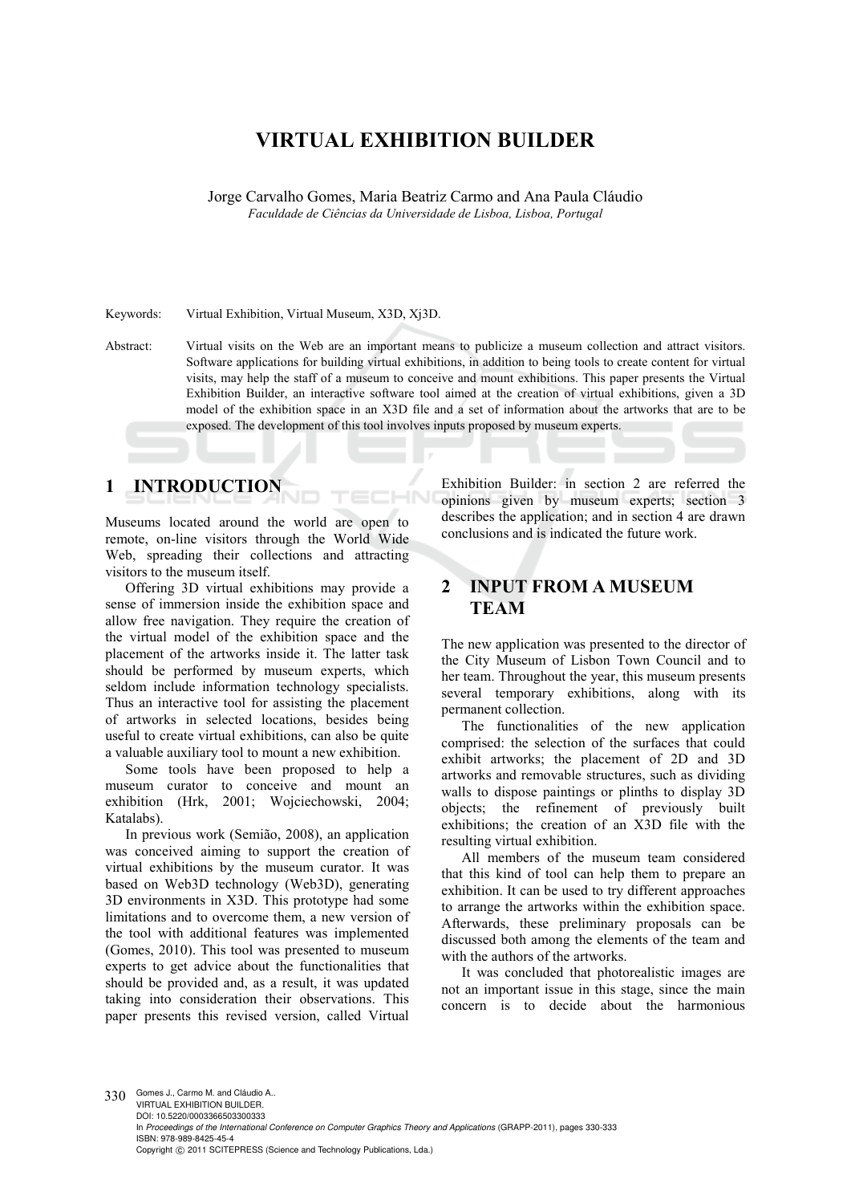# VIRTUAL EXHIBITION BUILDER

Jorge Carvalho Gomes, Maria Beatriz Carmo and Ana Paula Cláudio

*Faculdade de Ciências da Universidade de Lisboa, Lisboa, Portugal*

Keywords: Virtual Exhibition, Virtual Museum, X3D, Xj3D.

Abstract: Virtual visits on the Web are an important means to publicize a museum collection and attract visitors. Software applications for building virtual exhibitions, in addition to being tools to create content for virtual visits, may help the staff of a museum to conceive and mount exhibitions. This paper presents the Virtual Exhibition Builder, an interactive software tool aimed at the creation of virtual exhibitions, given a 3D model of the exhibition space in an X3D file and a set of information about the artworks that are to be exposed. The development of this tool involves inputs proposed by museum experts.

## 1 INTRODUCTION

Museums located around the world are open to remote, on-line visitors through the World Wide Web, spreading their collections and attracting visitors to the museum itself.

Offering 3D virtual exhibitions may provide a sense of immersion inside the exhibition space and allow free navigation. They require the creation of the virtual model of the exhibition space and the placement of the artworks inside it. The latter task should be performed by museum experts, which seldom include information technology specialists. Thus an interactive tool for assisting the placement of artworks in selected locations, besides being useful to create virtual exhibitions, can also be quite a valuable auxiliary tool to mount a new exhibition.

Some tools have been proposed to help a museum curator to conceive and mount an exhibition (Hrk, 2001; Wojciechowski, 2004; Katalabs).

In previous work (Semião, 2008), an application was conceived aiming to support the creation of virtual exhibitions by the museum curator. It was based on Web3D technology (Web3D), generating 3D environments in X3D. This prototype had some limitations and to overcome them, a new version of the tool with additional features was implemented (Gomes, 2010). This tool was presented to museum experts to get advice about the functionalities that should be provided and, as a result, it was updated taking into consideration their observations. This paper presents this revised version, called Virtual Exhibition Builder: in section 2 are referred the opinions given by museum experts; section 3 describes the application; and in section 4 are drawn conclusions and is indicated the future work.

## 2 INPUT FROM A MUSEUM TEAM

The new application was presented to the director of the City Museum of Lisbon Town Council and to her team. Throughout the year, this museum presents several temporary exhibitions, along with its permanent collection.

The functionalities of the new application comprised: the selection of the surfaces that could exhibit artworks; the placement of 2D and 3D artworks and removable structures, such as dividing walls to dispose paintings or plinths to display 3D objects; the refinement of previously built exhibitions; the creation of an X3D file with the resulting virtual exhibition.

All members of the museum team considered that this kind of tool can help them to prepare an exhibition. It can be used to try different approaches to arrange the artworks within the exhibition space. Afterwards, these preliminary proposals can be discussed both among the elements of the team and with the authors of the artworks.

It was concluded that photorealistic images are not an important issue in this stage, since the main concern is to decide about the harmonious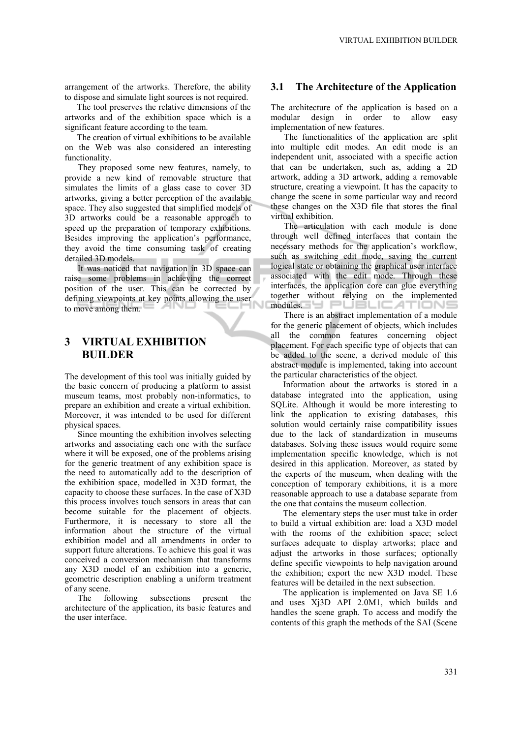arrangement of the artworks. Therefore, the ability to dispose and simulate light sources is not required.

The tool preserves the relative dimensions of the artworks and of the exhibition space which is a significant feature according to the team.

The creation of virtual exhibitions to be available on the Web was also considered an interesting functionality.

They proposed some new features, namely, to provide a new kind of removable structure that simulates the limits of a glass case to cover 3D artworks, giving a better perception of the available space. They also suggested that simplified models of 3D artworks could be a reasonable approach to speed up the preparation of temporary exhibitions. Besides improving the application's performance, they avoid the time consuming task of creating detailed 3D models.

It was noticed that navigation in 3D space can raise some problems in achieving the correct position of the user. This can be corrected by defining viewpoints at key points allowing the user to move among them.

# 3 VIRTUAL EXHIBITION BUILDER

The development of this tool was initially guided by the basic concern of producing a platform to assist museum teams, most probably non-informatics, to prepare an exhibition and create a virtual exhibition. Moreover, it was intended to be used for different physical spaces.

Since mounting the exhibition involves selecting artworks and associating each one with the surface where it will be exposed, one of the problems arising for the generic treatment of any exhibition space is the need to automatically add to the description of the exhibition space, modelled in X3D format, the capacity to choose these surfaces. In the case of X3D this process involves touch sensors in areas that can become suitable for the placement of objects. Furthermore, it is necessary to store all the information about the structure of the virtual exhibition model and all amendments in order to support future alterations. To achieve this goal it was conceived a conversion mechanism that transforms any X3D model of an exhibition into a generic, geometric description enabling a uniform treatment of any scene.

The following subsections present the architecture of the application, its basic features and the user interface.

## 3.1 The Architecture of the Application

The architecture of the application is based on a modular design in order to allow easy implementation of new features.

The functionalities of the application are split into multiple edit modes. An edit mode is an independent unit, associated with a specific action that can be undertaken, such as, adding a 2D artwork, adding a 3D artwork, adding a removable structure, creating a viewpoint. It has the capacity to change the scene in some particular way and record these changes on the X3D file that stores the final virtual exhibition.

The articulation with each module is done through well defined interfaces that contain the necessary methods for the application's workflow, such as switching edit mode, saving the current logical state or obtaining the graphical user interface associated with the edit mode. Through these interfaces, the application core can glue everything together without relying on the implemented modules.

There is an abstract implementation of a module for the generic placement of objects, which includes all the common features concerning object placement. For each specific type of objects that can be added to the scene, a derived module of this abstract module is implemented, taking into account the particular characteristics of the object.

Information about the artworks is stored in a database integrated into the application, using SQLite. Although it would be more interesting to link the application to existing databases, this solution would certainly raise compatibility issues due to the lack of standardization in museums databases. Solving these issues would require some implementation specific knowledge, which is not desired in this application. Moreover, as stated by the experts of the museum, when dealing with the conception of temporary exhibitions, it is a more reasonable approach to use a database separate from the one that contains the museum collection.

The elementary steps the user must take in order to build a virtual exhibition are: load a X3D model with the rooms of the exhibition space; select surfaces adequate to display artworks; place and adjust the artworks in those surfaces; optionally define specific viewpoints to help navigation around the exhibition; export the new X3D model. These features will be detailed in the next subsection.

The application is implemented on Java SE 1.6 and uses Xj3D API 2.0M1, which builds and handles the scene graph. To access and modify the contents of this graph the methods of the SAI (Scene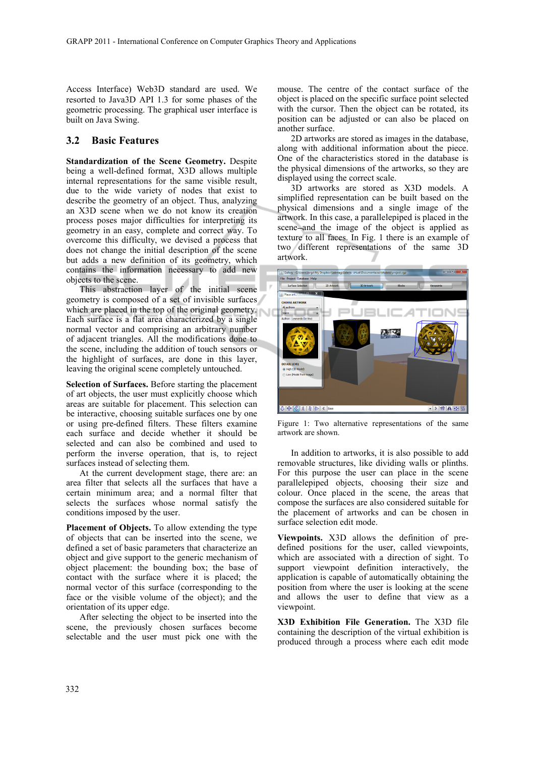Access Interface) Web3D standard are used. We resorted to Java3D API 1.3 for some phases of the geometric processing. The graphical user interface is built on Java Swing.

## 3.2 Basic Features

**Standardization of the Scene Geometry.** Despite being a well-defined format, X3D allows multiple internal representations for the same visible result, due to the wide variety of nodes that exist to describe the geometry of an object. Thus, analyzing an X3D scene when we do not know its creation process poses major difficulties for interpreting its geometry in an easy, complete and correct way. To overcome this difficulty, we devised a process that does not change the initial description of the scene but adds a new definition of its geometry, which contains the information necessary to add new objects to the scene.

This abstraction layer of the initial scene geometry is composed of a set of invisible surfaces which are placed in the top of the original geometry. Each surface is a flat area characterized by a single normal vector and comprising an arbitrary number of adjacent triangles. All the modifications done to the scene, including the addition of touch sensors or the highlight of surfaces, are done in this layer, leaving the original scene completely untouched.

**Selection of Surfaces.** Before starting the placement of art objects, the user must explicitly choose which areas are suitable for placement. This selection can be interactive, choosing suitable surfaces one by one or using pre-defined filters. These filters examine each surface and decide whether it should be selected and can also be combined and used to perform the inverse operation, that is, to reject surfaces instead of selecting them.

At the current development stage, there are: an area filter that selects all the surfaces that have a certain minimum area; and a normal filter that selects the surfaces whose normal satisfy the conditions imposed by the user.

**Placement of Objects.** To allow extending the type of objects that can be inserted into the scene, we defined a set of basic parameters that characterize an object and give support to the generic mechanism of object placement: the bounding box; the base of contact with the surface where it is placed; the normal vector of this surface (corresponding to the face or the visible volume of the object); and the orientation of its upper edge.

After selecting the object to be inserted into the scene, the previously chosen surfaces become selectable and the user must pick one with the mouse. The centre of the contact surface of the object is placed on the specific surface point selected with the cursor. Then the object can be rotated, its position can be adjusted or can also be placed on another surface.

2D artworks are stored as images in the database, along with additional information about the piece. One of the characteristics stored in the database is the physical dimensions of the artworks, so they are displayed using the correct scale.

3D artworks are stored as X3D models. A simplified representation can be built based on the physical dimensions and a single image of the artwork. In this case, a parallelepiped is placed in the scene–and the image of the object is applied as texture to all faces. In Fig. 1 there is an example of two different representations of the same 3D artwork.

Figure 1: Two alternative representations of the same artwork are shown.

In addition to artworks, it is also possible to add removable structures, like dividing walls or plinths. For this purpose the user can place in the scene parallelepiped objects, choosing their size and colour. Once placed in the scene, the areas that compose the surfaces are also considered suitable for the placement of artworks and can be chosen in surface selection edit mode.

**Viewpoints.** X3D allows the definition of pre-defined positions for the user, called viewpoints, which are associated with a direction of sight. To support viewpoint definition interactively, the application is capable of automatically obtaining the position from where the user is looking at the scene and allows the user to define that view as a viewpoint.

**X3D Exhibition File Generation.** The X3D file containing the description of the virtual exhibition is produced through a process where each edit mode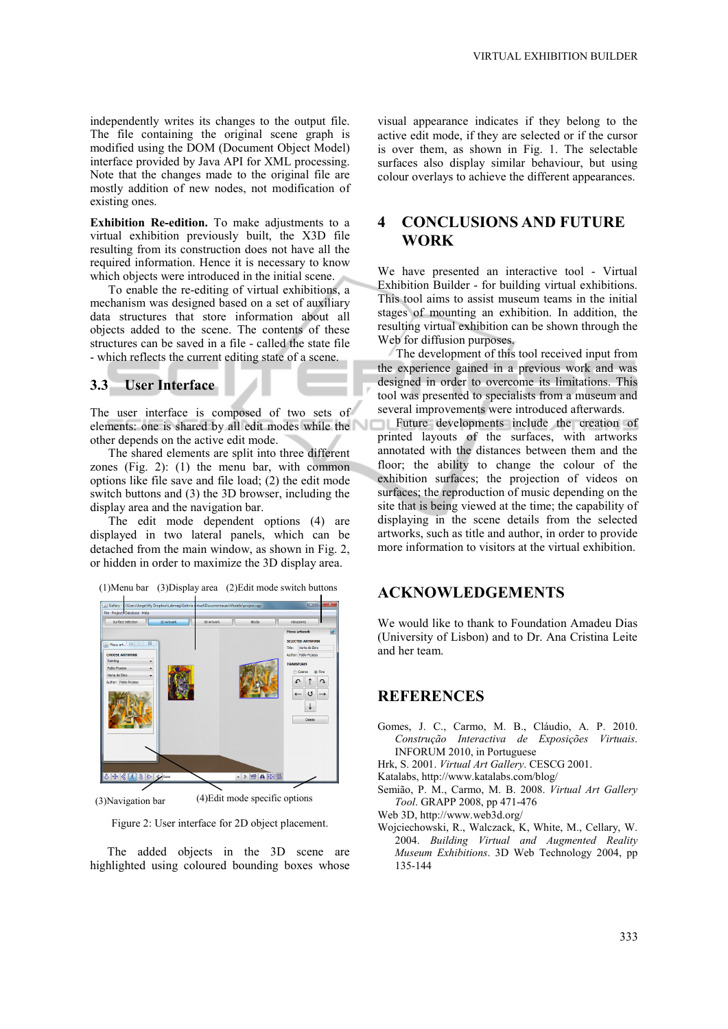independently writes its changes to the output file. The file containing the original scene graph is modified using the DOM (Document Object Model) interface provided by Java API for XML processing. Note that the changes made to the original file are mostly addition of new nodes, not modification of existing ones.

**Exhibition Re-edition.** To make adjustments to a virtual exhibition previously built, the X3D file resulting from its construction does not have all the required information. Hence it is necessary to know which objects were introduced in the initial scene.

To enable the re-editing of virtual exhibitions, a mechanism was designed based on a set of auxiliary data structures that store information about all objects added to the scene. The contents of these structures can be saved in a file - called the state file - which reflects the current editing state of a scene.

### 3.3 User Interface

The user interface is composed of two sets of elements: one is shared by all edit modes while the other depends on the active edit mode.

The shared elements are split into three different zones (Fig. 2): (1) the menu bar, with common options like file save and file load; (2) the edit mode switch buttons and (3) the 3D browser, including the display area and the navigation bar.

The edit mode dependent options (4) are displayed in two lateral panels, which can be detached from the main window, as shown in Fig. 2, or hidden in order to maximize the 3D display area.

(1)Menu bar (3)Display area (2)Edit mode switch buttons

(3)Navigation bar (4)Edit mode specific options

Figure 2: User interface for 2D object placement.

The added objects in the 3D scene are highlighted using coloured bounding boxes whose visual appearance indicates if they belong to the active edit mode, if they are selected or if the cursor is over them, as shown in Fig. 1. The selectable surfaces also display similar behaviour, but using colour overlays to achieve the different appearances.

## 4 CONCLUSIONS AND FUTURE WORK

We have presented an interactive tool - Virtual Exhibition Builder - for building virtual exhibitions. This tool aims to assist museum teams in the initial stages of mounting an exhibition. In addition, the resulting virtual exhibition can be shown through the Web for diffusion purposes.

The development of this tool received input from the experience gained in a previous work and was designed in order to overcome its limitations. This tool was presented to specialists from a museum and several improvements were introduced afterwards.

Future developments include the creation of printed layouts of the surfaces, with artworks annotated with the distances between them and the floor; the ability to change the colour of the exhibition surfaces; the projection of videos on surfaces; the reproduction of music depending on the site that is being viewed at the time; the capability of displaying in the scene details from the selected artworks, such as title and author, in order to provide more information to visitors at the virtual exhibition.

## ACKNOWLEDGEMENTS

We would like to thank to Foundation Amadeu Dias (University of Lisbon) and to Dr. Ana Cristina Leite and her team.

## REFERENCES

Gomes, J. C., Carmo, M. B., Cláudio, A. P. 2010. *Construção Interactiva de Exposições Virtuais*. INFORUM 2010, in Portuguese

Hrk, S. 2001. *Virtual Art Gallery*. CESCG 2001.

Katalabs, http://www.katalabs.com/blog/

Semião, P. M., Carmo, M. B. 2008. *Virtual Art Gallery Tool*. GRAPP 2008, pp 471-476

Web 3D, http://www.web3d.org/

Wojciechowski, R., Walczack, K, White, M., Cellary, W. 2004. *Building Virtual and Augmented Reality Museum Exhibitions*. 3D Web Technology 2004, pp 135-144